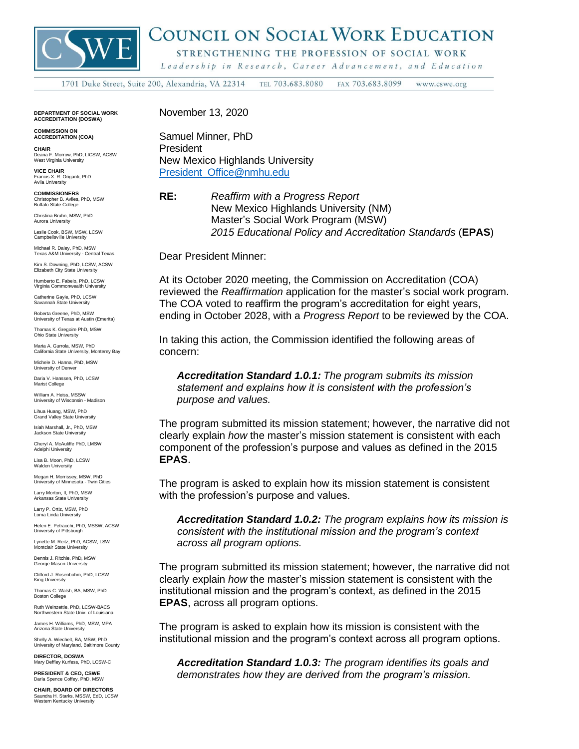# Council on Social Work Education

STRENGTHENING THE PROFESSION OF SOCIAL WORK

*Leadership in Research, Career Advancement, and Education*

1701 Duke Street, Suite 200, Alexandria, VA 22314 TEL 703.683.8080 FAX 703.683.8099 www.cswe.org

**DEPARTMENT OF SOCIAL WORK ACCREDITATION (DOSWA)**

**COMMISSION ON ACCREDITATION (COA)**

**CHAIR**
Deana F. Morrow, PhD, LICSW, ACSW
West Virginia University

**VICE CHAIR**
Francis X. R. Origanti, PhD
Avila University

**COMMISSIONERS**
Christopher B. Aviles, PhD, MSW
Buffalo State College

Christina Bruhn, MSW, PhD
Aurora University

Leslie Cook, BSW, MSW, LCSW
Campbellsville University

Michael R. Daley, PhD, MSW
Texas A&M University - Central Texas

Kim S. Downing, PhD, LCSW, ACSW
Elizabeth City State University

Humberto E. Fabelo, PhD, LCSW
Virginia Commonwealth University

Catherine Gayle, PhD, LCSW
Savannah State University

Roberta Greene, PhD, MSW
University of Texas at Austin (Emerita)

Thomas K. Gregoire PhD, MSW
Ohio State University

Maria A. Gurrola, MSW, PhD
California State University, Monterey Bay

Michele D. Hanna, PhD, MSW
University of Denver

Daria V. Hanssen, PhD, LCSW
Marist College

William A. Heiss, MSSW
University of Wisconsin - Madison

Lihua Huang, MSW, PhD
Grand Valley State University

Isiah Marshall, Jr., PhD, MSW
Jackson State University

Cheryl A. McAuliffe PhD, LMSW
Adelphi University

Lisa B. Moon, PhD, LCSW
Walden University

Megan H. Morrissey, MSW, PhD
University of Minnesota - Twin Cities

Larry Morton, II, PhD, MSW
Arkansas State University

Larry P. Ortiz, MSW, PhD
Loma Linda University

Helen E. Petracchi, PhD, MSSW, ACSW
University of Pittsburgh

Lynette M. Reitz, PhD, ACSW, LSW
Montclair State University

Dennis J. Ritchie, PhD, MSW
George Mason University

Clifford J. Rosenbohm, PhD, LCSW
King University

Thomas C. Walsh, BA, MSW, PhD
Boston College

Ruth Weinzettle, PhD, LCSW-BACS
Northwestern State Univ. of Louisiana

James H. Williams, PhD, MSW, MPA
Arizona State University

Shelly A. Wiechelt, BA, MSW, PhD
University of Maryland, Baltimore County

**DIRECTOR, DOSWA**
Mary Deffley Kurfess, PhD, LCSW-C

**PRESIDENT & CEO, CSWE**
Darla Spence Coffey, PhD, MSW

**CHAIR, BOARD OF DIRECTORS**
Saundra H. Starks, MSSW, EdD, LCSW
Western Kentucky University

---

November 13, 2020

Samuel Minner, PhD
President
New Mexico Highlands University
President_Office@nmhu.edu

**RE:** *Reaffirm with a Progress Report*
New Mexico Highlands University (NM)
Master's Social Work Program (MSW)
*2015 Educational Policy and Accreditation Standards* (**EPAS**)

Dear President Minner:

At its October 2020 meeting, the Commission on Accreditation (COA) reviewed the *Reaffirmation* application for the master's social work program. The COA voted to reaffirm the program's accreditation for eight years, ending in October 2028, with a *Progress Report* to be reviewed by the COA.

In taking this action, the Commission identified the following areas of concern:

> ***Accreditation Standard 1.0.1:*** *The program submits its mission statement and explains how it is consistent with the profession's purpose and values.*

The program submitted its mission statement; however, the narrative did not clearly explain *how* the master's mission statement is consistent with each component of the profession's purpose and values as defined in the 2015 **EPAS**.

The program is asked to explain how its mission statement is consistent with the profession's purpose and values.

> ***Accreditation Standard 1.0.2:*** *The program explains how its mission is consistent with the institutional mission and the program's context across all program options.*

The program submitted its mission statement; however, the narrative did not clearly explain *how* the master's mission statement is consistent with the institutional mission and the program's context, as defined in the 2015 **EPAS**, across all program options.

The program is asked to explain how its mission is consistent with the institutional mission and the program's context across all program options.

> ***Accreditation Standard 1.0.3:*** *The program identifies its goals and demonstrates how they are derived from the program's mission.*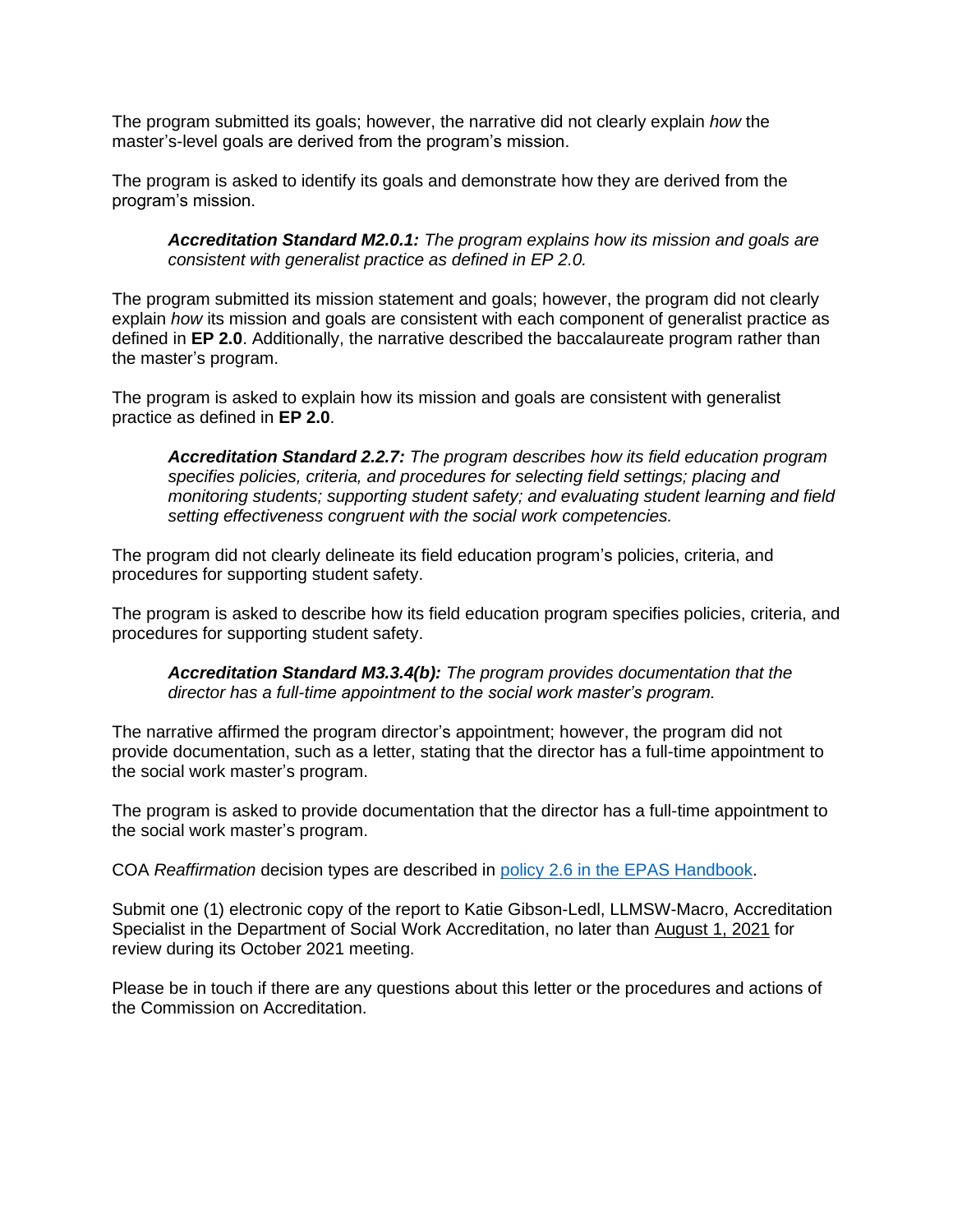The program submitted its goals; however, the narrative did not clearly explain *how* the master's-level goals are derived from the program's mission.

The program is asked to identify its goals and demonstrate how they are derived from the program's mission.

> ***Accreditation Standard M2.0.1:*** *The program explains how its mission and goals are consistent with generalist practice as defined in EP 2.0.*

The program submitted its mission statement and goals; however, the program did not clearly explain *how* its mission and goals are consistent with each component of generalist practice as defined in **EP 2.0**. Additionally, the narrative described the baccalaureate program rather than the master's program.

The program is asked to explain how its mission and goals are consistent with generalist practice as defined in **EP 2.0**.

> ***Accreditation Standard 2.2.7:*** *The program describes how its field education program specifies policies, criteria, and procedures for selecting field settings; placing and monitoring students; supporting student safety; and evaluating student learning and field setting effectiveness congruent with the social work competencies.*

The program did not clearly delineate its field education program's policies, criteria, and procedures for supporting student safety.

The program is asked to describe how its field education program specifies policies, criteria, and procedures for supporting student safety.

> ***Accreditation Standard M3.3.4(b):*** *The program provides documentation that the director has a full-time appointment to the social work master's program.*

The narrative affirmed the program director's appointment; however, the program did not provide documentation, such as a letter, stating that the director has a full-time appointment to the social work master's program.

The program is asked to provide documentation that the director has a full-time appointment to the social work master's program.

COA *Reaffirmation* decision types are described in [policy 2.6 in the EPAS Handbook](policy 2.6 in the EPAS Handbook).

Submit one (1) electronic copy of the report to Katie Gibson-Ledl, LLMSW-Macro, Accreditation Specialist in the Department of Social Work Accreditation, no later than August 1, 2021 for review during its October 2021 meeting.

Please be in touch if there are any questions about this letter or the procedures and actions of the Commission on Accreditation.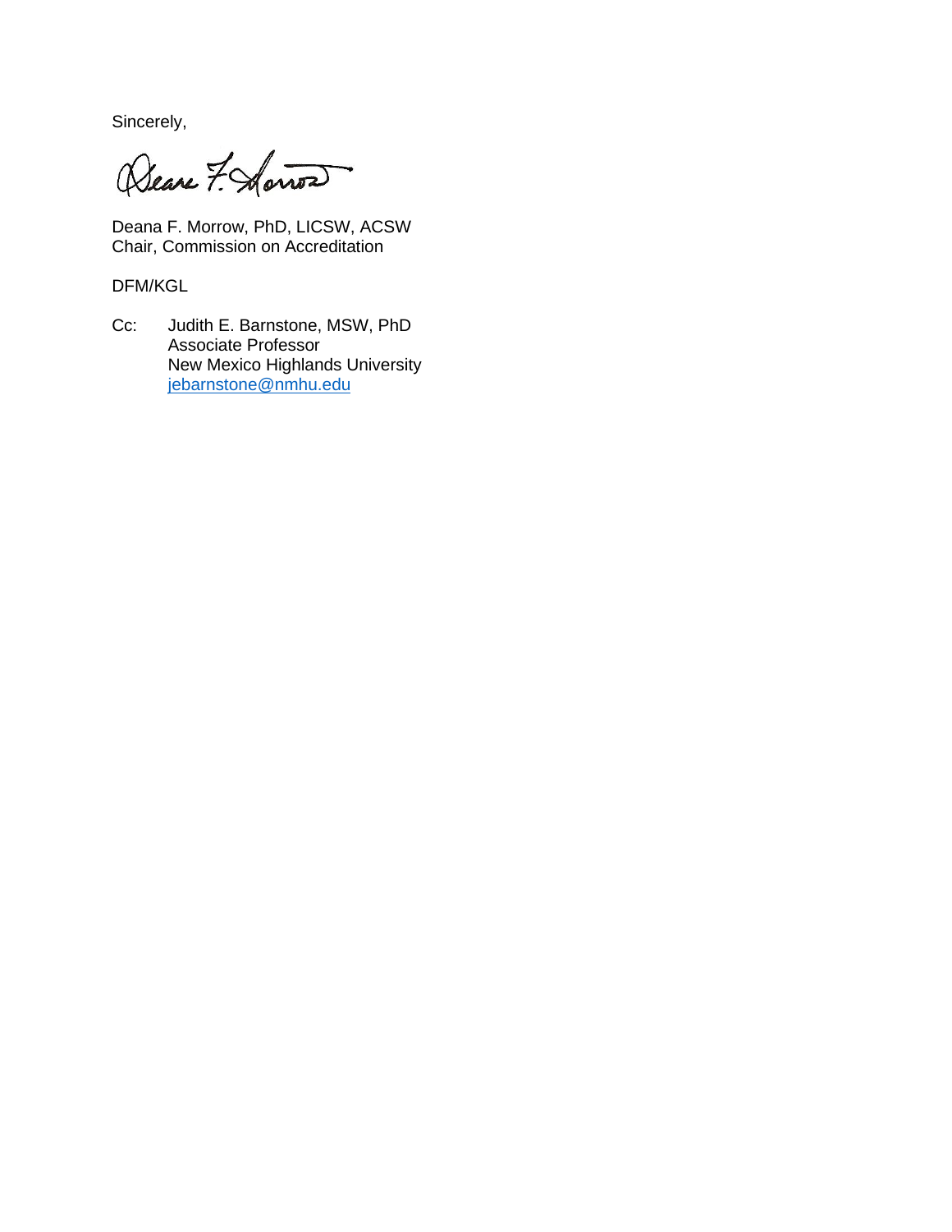Sincerely,

Deana F. Morrow, PhD, LICSW, ACSW
Chair, Commission on Accreditation

DFM/KGL

Cc: Judith E. Barnstone, MSW, PhD
Associate Professor
New Mexico Highlands University
jebarnstone@nmhu.edu